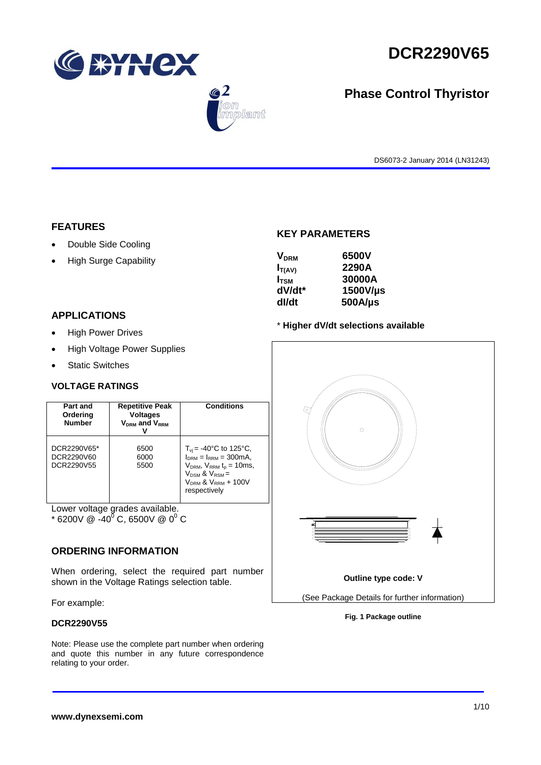# DCR2290V65

## Phase Control Thyristor

DS6073-2 January 2014 (LN31243)

## FEATURES

- Double Side Cooling
- High Surge Capability

## APPLICATIONS

- High Power Drives
- High Voltage Power Supplies
- Static Switches

## KEY PARAMETERS

| | |
|---|---|
| $V_{DRM}$ | 6500V |
| $I_{T(AV)}$ | 2290A |
| $I_{TSM}$ | 30000A |
| dV/dt* | 1500V/µs |
| dI/dt | 500A/µs |

**\* Higher dV/dt selections available**

## VOLTAGE RATINGS

| Part and Ordering Number | Repetitive Peak Voltages $V_{DRM}$ and $V_{RRM}$ V | Conditions |
|---|---|---|
| DCR2290V65*<br>DCR2290V60<br>DCR2290V55 | 6500<br>6000<br>5500 | $T_{vj}$ = -40°C to 125°C, $I_{DRM}$ = $I_{RRM}$ = 300mA, $V_{DRM}$, $V_{RRM}$ $t_p$ = 10ms, $V_{DSM}$ & $V_{RSM}$ = $V_{DRM}$ & $V_{RRM}$ + 100V respectively |

Lower voltage grades available.
* 6200V @ -40$^0$ C, 6500V @ 0$^0$ C

**Outline type code: V**

(See Package Details for further information)

**Fig. 1 Package outline**

## ORDERING INFORMATION

When ordering, select the required part number shown in the Voltage Ratings selection table.

For example:

**DCR2290V55**

Note: Please use the complete part number when ordering and quote this number in any future correspondence relating to your order.

**www.dynexsemi.com**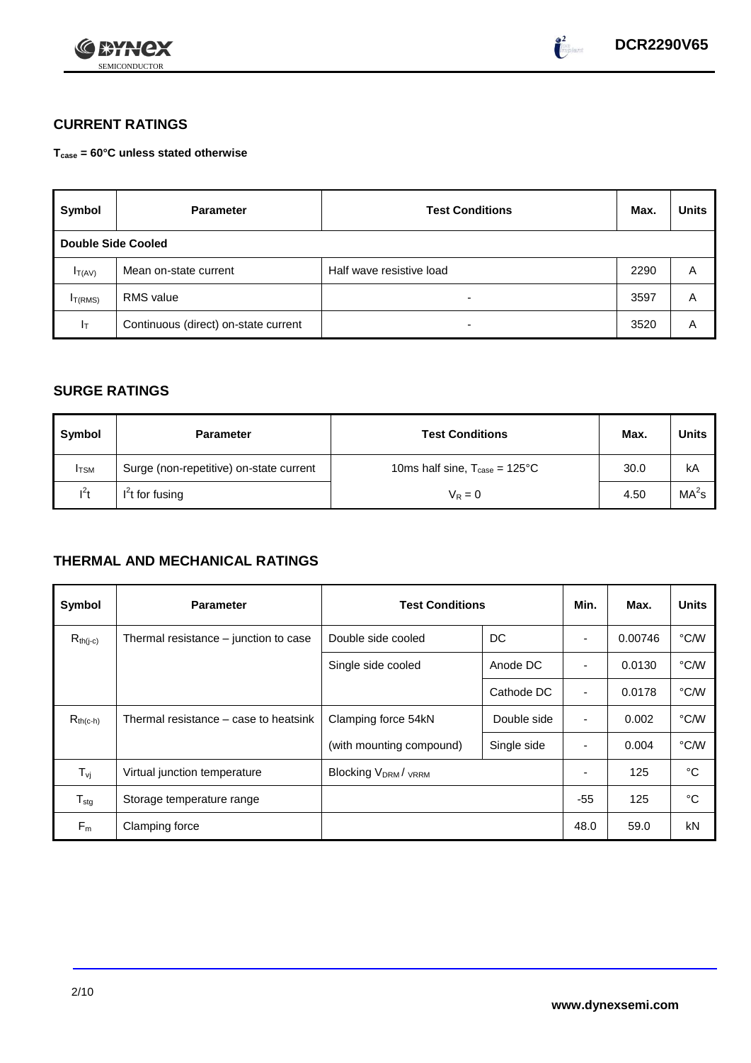## CURRENT RATINGS

**$T_{case}$ = 60°C unless stated otherwise**

| Symbol | Parameter | Test Conditions | Max. | Units |
|---|---|---|---|---|
| **Double Side Cooled** | | | | |
| $I_{T(AV)}$ | Mean on-state current | Half wave resistive load | 2290 | A |
| $I_{T(RMS)}$ | RMS value | - | 3597 | A |
| $I_T$ | Continuous (direct) on-state current | - | 3520 | A |

## SURGE RATINGS

| Symbol | Parameter | Test Conditions | Max. | Units |
|---|---|---|---|---|
| $I_{TSM}$ | Surge (non-repetitive) on-state current | 10ms half sine, $T_{case}$ = 125°C | 30.0 | kA |
| $I^2t$ | $I^2t$ for fusing | $V_R = 0$ | 4.50 | $MA^2s$ |

## THERMAL AND MECHANICAL RATINGS

| Symbol | Parameter | Test Conditions | | Min. | Max. | Units |
|---|---|---|---|---|---|---|
| $R_{th(j-c)}$ | Thermal resistance – junction to case | Double side cooled | DC | - | 0.00746 | °C/W |
| | | Single side cooled | Anode DC | - | 0.0130 | °C/W |
| | | | Cathode DC | - | 0.0178 | °C/W |
| $R_{th(c-h)}$ | Thermal resistance – case to heatsink | Clamping force 54kN | Double side | - | 0.002 | °C/W |
| | | (with mounting compound) | Single side | - | 0.004 | °C/W |
| $T_{vj}$ | Virtual junction temperature | Blocking $V_{DRM}$ / $V_{RRM}$ | | - | 125 | °C |
| $T_{stg}$ | Storage temperature range | | | -55 | 125 | °C |
| $F_m$ | Clamping force | | | 48.0 | 59.0 | kN |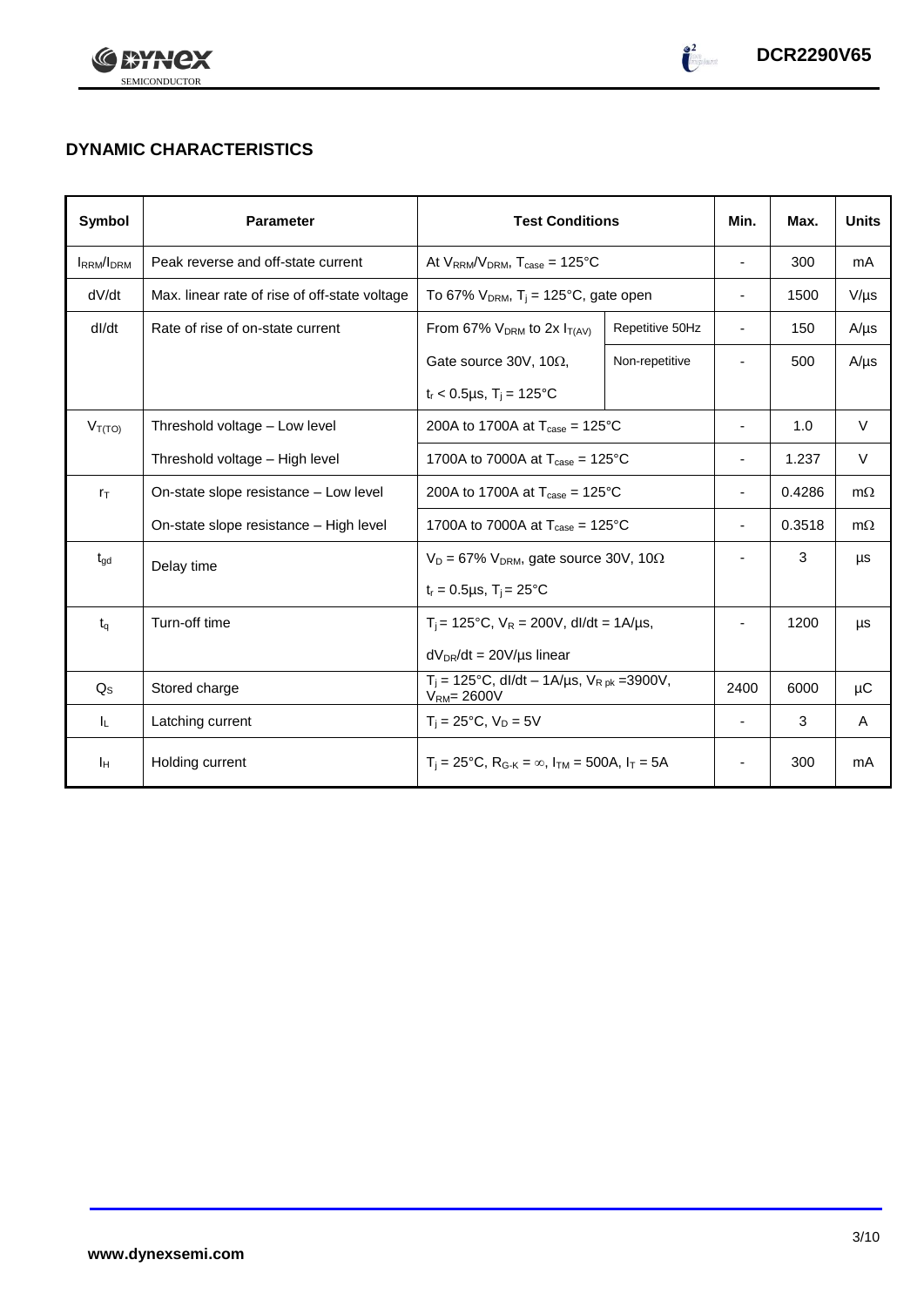## DYNAMIC CHARACTERISTICS

| Symbol | Parameter | Test Conditions | | Min. | Max. | Units |
|---|---|---|---|---|---|---|
| $I_{RRM}/I_{DRM}$ | Peak reverse and off-state current | At $V_{RRM}/V_{DRM}$, $T_{case}$ = 125°C | | - | 300 | mA |
| dV/dt | Max. linear rate of rise of off-state voltage | To 67% $V_{DRM}$, $T_j$ = 125°C, gate open | | - | 1500 | V/µs |
| dI/dt | Rate of rise of on-state current | From 67% $V_{DRM}$ to 2x $I_{T(AV)}$ | Repetitive 50Hz | - | 150 | A/µs |
| | | Gate source 30V, 10Ω, $t_r$ < 0.5µs, $T_j$ = 125°C | Non-repetitive | - | 500 | A/µs |
| $V_{T(TO)}$ | Threshold voltage – Low level | 200A to 1700A at $T_{case}$ = 125°C | | - | 1.0 | V |
| | Threshold voltage – High level | 1700A to 7000A at $T_{case}$ = 125°C | | - | 1.237 | V |
| $r_T$ | On-state slope resistance – Low level | 200A to 1700A at $T_{case}$ = 125°C | | - | 0.4286 | mΩ |
| | On-state slope resistance – High level | 1700A to 7000A at $T_{case}$ = 125°C | | - | 0.3518 | mΩ |
| $t_{gd}$ | Delay time | $V_D$ = 67% $V_{DRM}$, gate source 30V, 10Ω, $t_r$ = 0.5µs, $T_j$ = 25°C | | - | 3 | µs |
| $t_q$ | Turn-off time | $T_j$ = 125°C, $V_R$ = 200V, dI/dt = 1A/µs, $dV_{DR}/dt$ = 20V/µs linear | | - | 1200 | µs |
| $Q_S$ | Stored charge | $T_j$ = 125°C, dI/dt – 1A/µs, $V_{R\ pk}$ =3900V, $V_{RM}$= 2600V | | 2400 | 6000 | µC |
| $I_L$ | Latching current | $T_j$ = 25°C, $V_D$ = 5V | | - | 3 | A |
| $I_H$ | Holding current | $T_j$ = 25°C, $R_{G-K}$ = ∞, $I_{TM}$ = 500A, $I_T$ = 5A | | - | 300 | mA |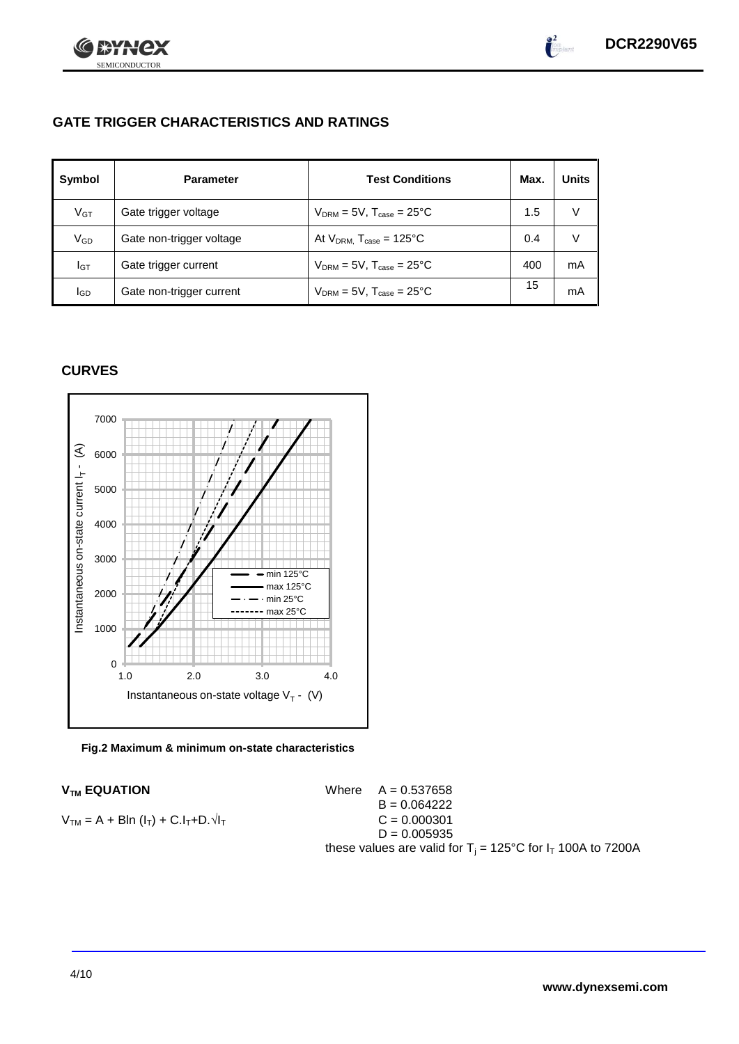## GATE TRIGGER CHARACTERISTICS AND RATINGS

| Symbol | Parameter | Test Conditions | Max. | Units |
|---|---|---|---|---|
| $V_{GT}$ | Gate trigger voltage | $V_{DRM}$ = 5V, $T_{case}$ = 25°C | 1.5 | V |
| $V_{GD}$ | Gate non-trigger voltage | At $V_{DRM}$, $T_{case}$ = 125°C | 0.4 | V |
| $I_{GT}$ | Gate trigger current | $V_{DRM}$ = 5V, $T_{case}$ = 25°C | 400 | mA |
| $I_{GD}$ | Gate non-trigger current | $V_{DRM}$ = 5V, $T_{case}$ = 25°C | 15 | mA |

## CURVES

**Fig.2 Maximum & minimum on-state characteristics**

### $V_{TM}$ EQUATION

$$V_{TM} = A + B\ln(I_T) + C.I_T + D.\sqrt{I_T}$$

Where
$A = 0.537658$
$B = 0.064222$
$C = 0.000301$
$D = 0.005935$

these values are valid for $T_j$ = 125°C for $I_T$ 100A to 7200A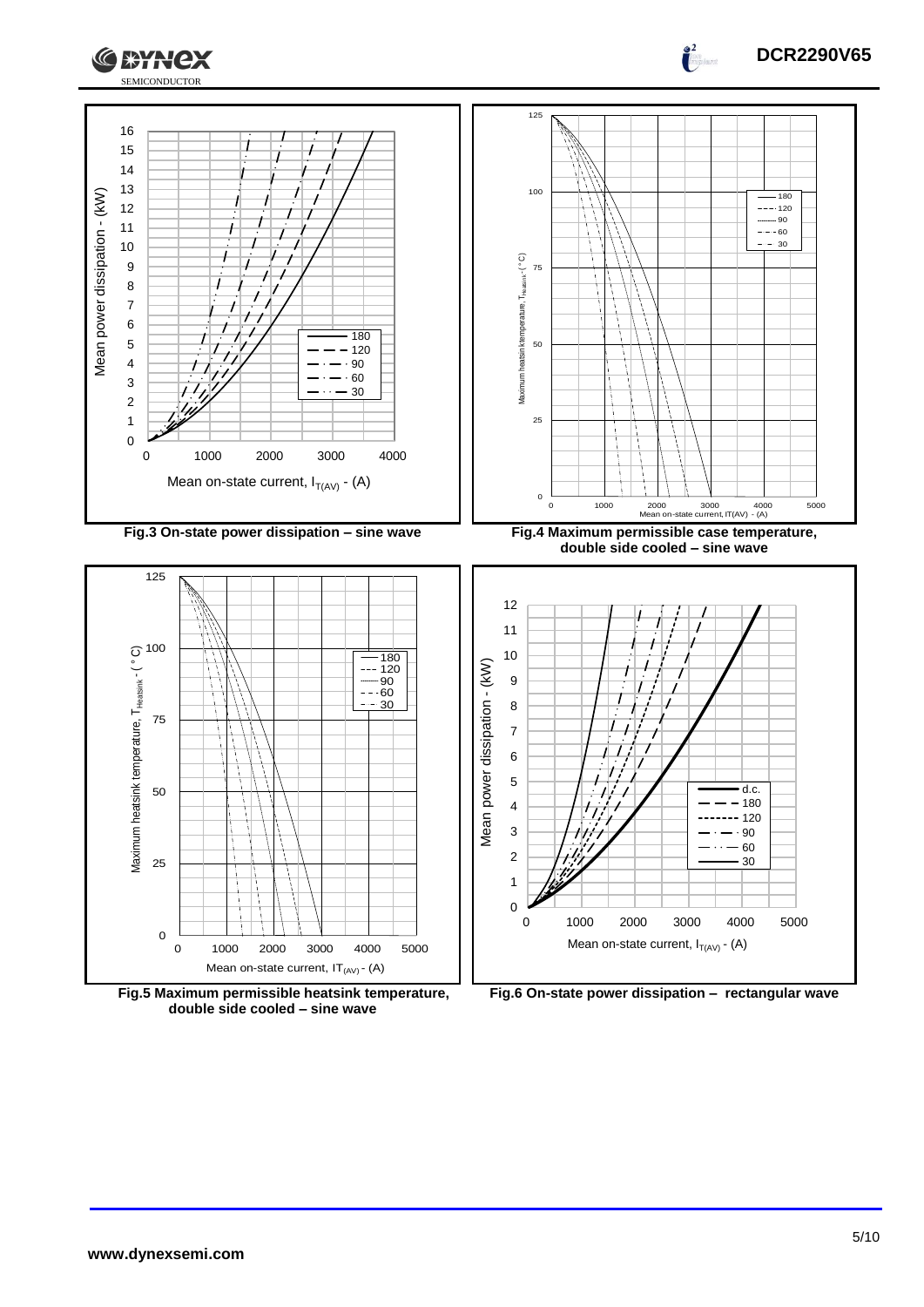Fig.3 On-state power dissipation – sine wave

Fig.4 Maximum permissible case temperature, double side cooled – sine wave

Fig.5 Maximum permissible heatsink temperature, double side cooled – sine wave

Fig.6 On-state power dissipation – rectangular wave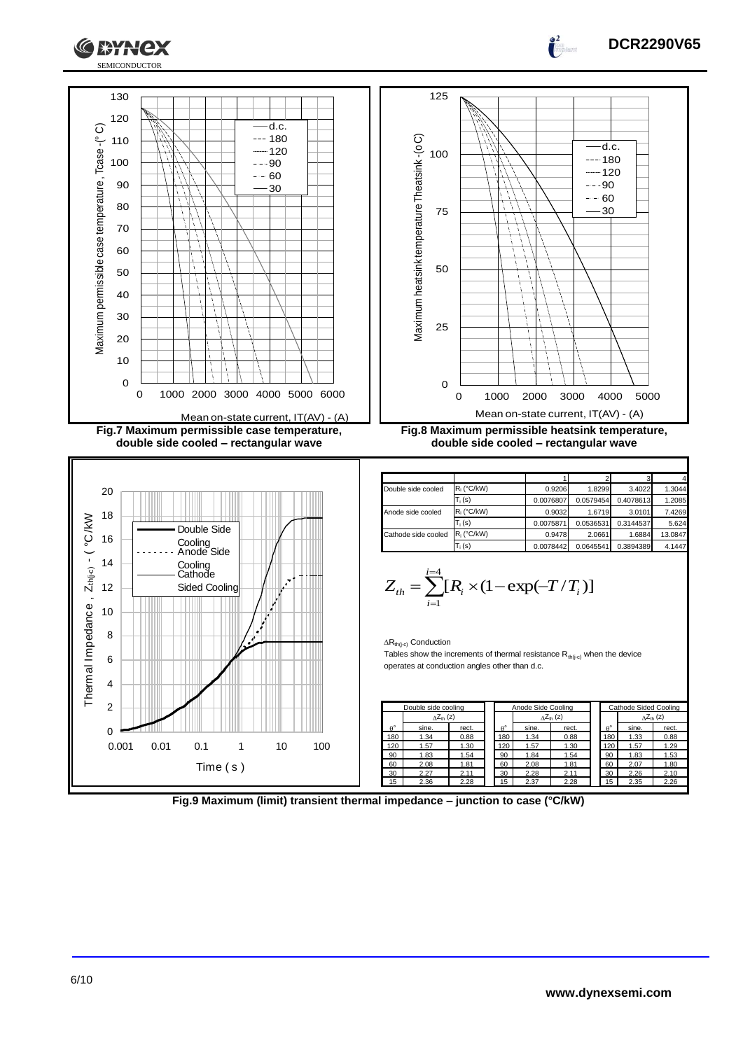Fig.7 Maximum permissible case temperature, double side cooled – rectangular wave

Fig.8 Maximum permissible heatsink temperature, double side cooled – rectangular wave

| | | 1 | 2 | 3 | 4 |
|---|---|---|---|---|---|
| Double side cooled | $R_i$ (°C/kW) | 0.9206 | 1.8299 | 3.4022 | 1.3044 |
| | $T_i$ (s) | 0.0076807 | 0.0579454 | 0.4078613 | 1.2085 |
| Anode side cooled | $R_i$ (°C/kW) | 0.9032 | 1.6719 | 3.0101 | 7.4269 |
| | $T_i$ (s) | 0.0075871 | 0.0536531 | 0.3144537 | 5.624 |
| Cathode side cooled | $R_i$ (°C/kW) | 0.9478 | 2.0661 | 1.6884 | 13.0847 |
| | $T_i$ (s) | 0.0078442 | 0.0645541 | 0.3894389 | 4.1447 |

$$Z_{th} = \sum_{i=1}^{i=4} [R_i \times (1 - \exp(-T / T_i)]$$

$\Delta R_{th(j\text{-}c)}$ Conduction

Tables show the increments of thermal resistance $R_{th(j\text{-}c)}$ when the device operates at conduction angles other than d.c.

| Double side cooling | | |
|---|---|---|
| | $\Delta Z_{th}$ (z) | |
| θ° | sine. | rect. |
| 180 | 1.34 | 0.88 |
| 120 | 1.57 | 1.30 |
| 90 | 1.83 | 1.54 |
| 60 | 2.08 | 1.81 |
| 30 | 2.27 | 2.11 |
| 15 | 2.36 | 2.28 |

| Anode Side Cooling | | |
|---|---|---|
| | $\Delta Z_{th}$ (z) | |
| θ° | sine. | rect. |
| 180 | 1.34 | 0.88 |
| 120 | 1.57 | 1.30 |
| 90 | 1.84 | 1.54 |
| 60 | 2.08 | 1.81 |
| 30 | 2.28 | 2.11 |
| 15 | 2.37 | 2.28 |

| Cathode Sided Cooling | | |
|---|---|---|
| | $\Delta Z_{th}$ (z) | |
| θ° | sine. | rect. |
| 180 | 1.33 | 0.88 |
| 120 | 1.57 | 1.29 |
| 90 | 1.83 | 1.53 |
| 60 | 2.07 | 1.80 |
| 30 | 2.26 | 2.10 |
| 15 | 2.35 | 2.26 |

Fig.9 Maximum (limit) transient thermal impedance – junction to case (°C/kW)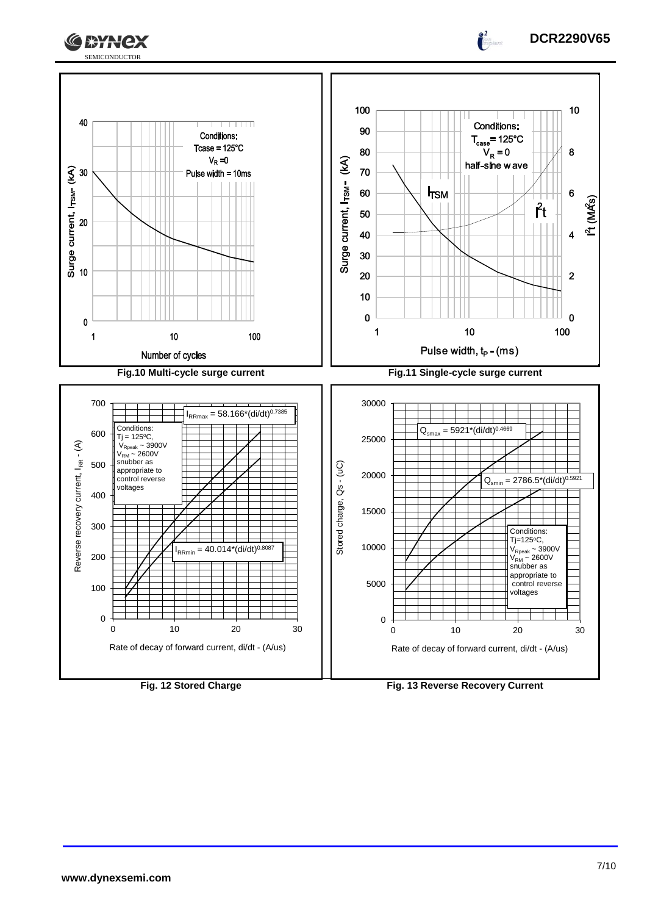**Fig.10 Multi-cycle surge current**

Conditions:
Tcase = 125°C
$V_R$ = 0
Pulse width = 10ms

**Fig.11 Single-cycle surge current**

Conditions:
$T_{case}$ = 125°C
$V_R$ = 0
half-sine wave

$$I_{RRmax} = 58.166*(di/dt)^{0.7385}$$

$$I_{RRmin} = 40.014*(di/dt)^{0.8087}$$

Conditions:
Tj = 125°C,
$V_{Rpeak}$ ~ 3900V
$V_{RM}$ ~ 2600V
snubber as appropriate to control reverse voltages

**Fig. 12 Stored Charge**

$$Q_{smax} = 5921*(di/dt)^{0.4669}$$

$$Q_{smin} = 2786.5*(di/dt)^{0.5921}$$

Conditions:
Tj=125°C,
$V_{Rpeak}$ ~ 3900V
$V_{RM}$ ~ 2600V
snubber as appropriate to control reverse voltages

**Fig. 13 Reverse Recovery Current**

www.dynexsemi.com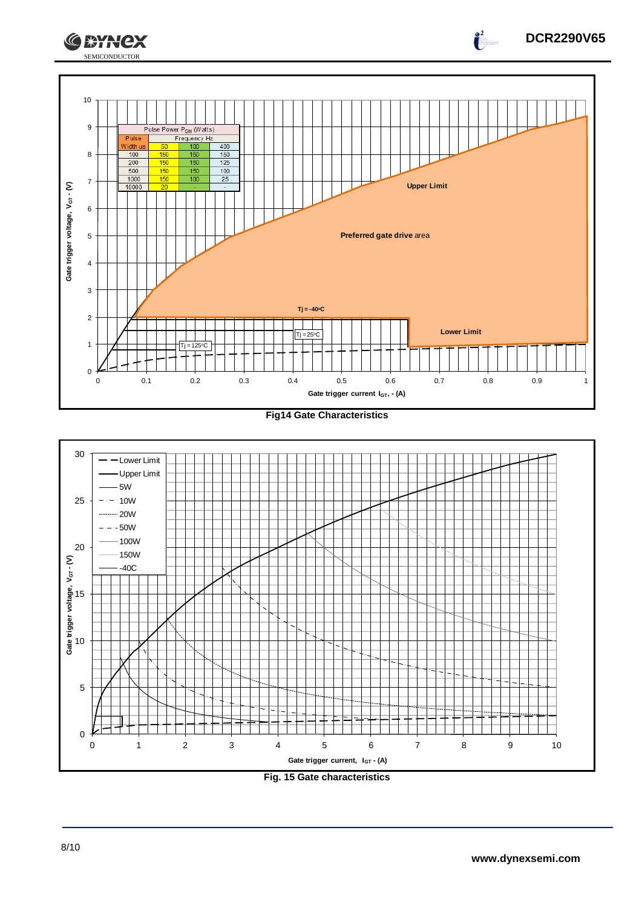Pulse Power $P_{GM}$ (Watts)

| Pulse Width us | Frequency Hz | | |
|---|---|---|---|
| | 50 | 100 | 400 |
| 100 | 150 | 150 | 150 |
| 200 | 150 | 150 | 125 |
| 500 | 150 | 150 | 100 |
| 1000 | 150 | 100 | 25 |
| 10000 | 20 | - | - |

Fig14 Gate Characteristics

Fig. 15 Gate characteristics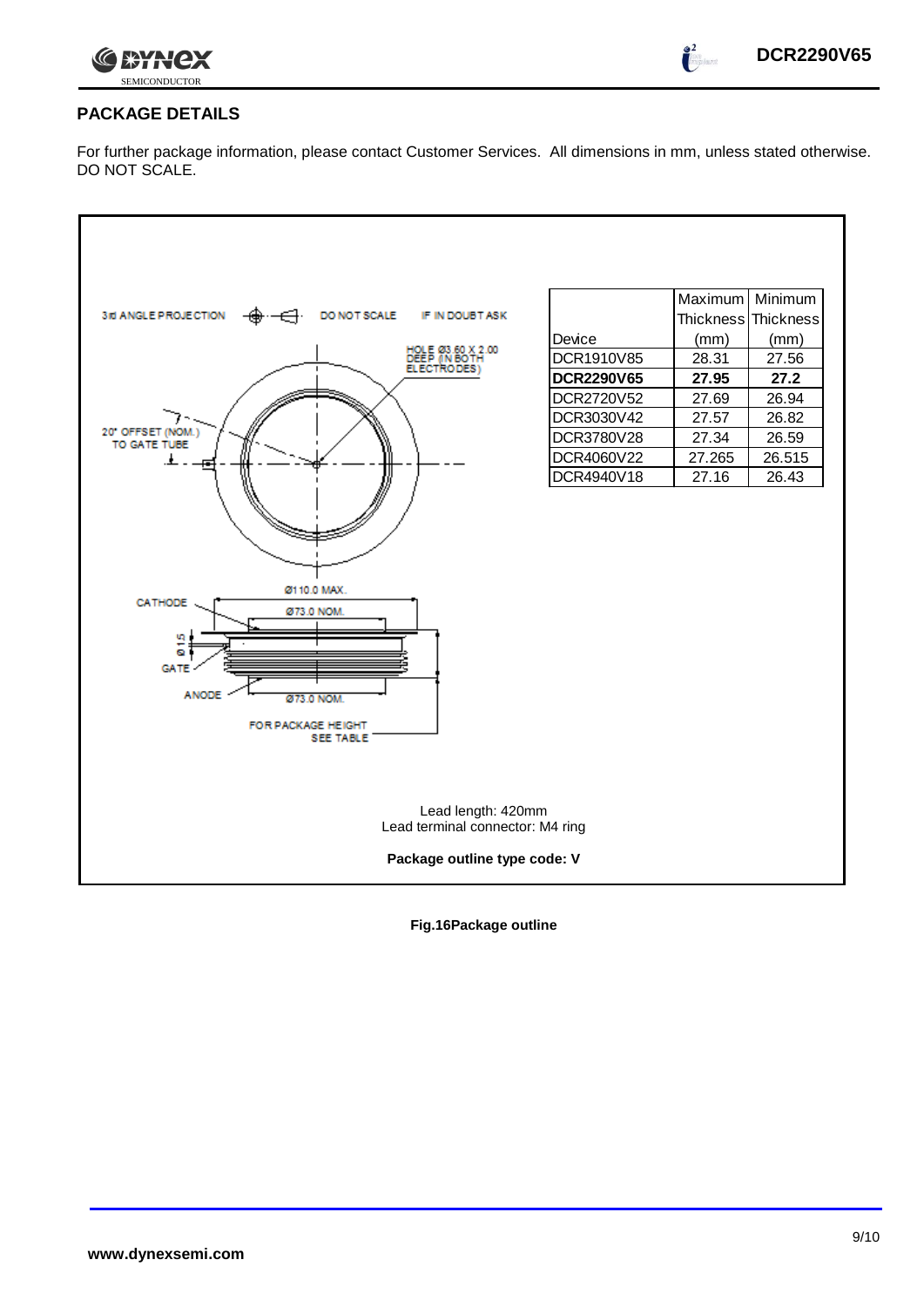## PACKAGE DETAILS

For further package information, please contact Customer Services. All dimensions in mm, unless stated otherwise. DO NOT SCALE.

| Device | Maximum Thickness (mm) | Minimum Thickness (mm) |
|---|---|---|
| DCR1910V85 | 28.31 | 27.56 |
| **DCR2290V65** | **27.95** | **27.2** |
| DCR2720V52 | 27.69 | 26.94 |
| DCR3030V42 | 27.57 | 26.82 |
| DCR3780V28 | 27.34 | 26.59 |
| DCR4060V22 | 27.265 | 26.515 |
| DCR4940V18 | 27.16 | 26.43 |

Lead length: 420mm
Lead terminal connector: M4 ring

**Package outline type code: V**

**Fig.16Package outline**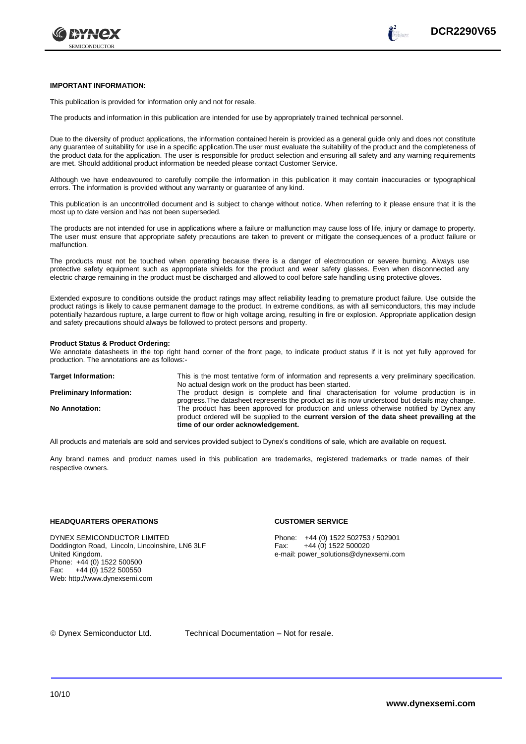**IMPORTANT INFORMATION:**

This publication is provided for information only and not for resale.

The products and information in this publication are intended for use by appropriately trained technical personnel.

Due to the diversity of product applications, the information contained herein is provided as a general guide only and does not constitute any guarantee of suitability for use in a specific application.The user must evaluate the suitability of the product and the completeness of the product data for the application. The user is responsible for product selection and ensuring all safety and any warning requirements are met. Should additional product information be needed please contact Customer Service.

Although we have endeavoured to carefully compile the information in this publication it may contain inaccuracies or typographical errors. The information is provided without any warranty or guarantee of any kind.

This publication is an uncontrolled document and is subject to change without notice. When referring to it please ensure that it is the most up to date version and has not been superseded.

The products are not intended for use in applications where a failure or malfunction may cause loss of life, injury or damage to property. The user must ensure that appropriate safety precautions are taken to prevent or mitigate the consequences of a product failure or malfunction.

The products must not be touched when operating because there is a danger of electrocution or severe burning. Always use protective safety equipment such as appropriate shields for the product and wear safety glasses. Even when disconnected any electric charge remaining in the product must be discharged and allowed to cool before safe handling using protective gloves.

Extended exposure to conditions outside the product ratings may affect reliability leading to premature product failure. Use outside the product ratings is likely to cause permanent damage to the product. In extreme conditions, as with all semiconductors, this may include potentially hazardous rupture, a large current to flow or high voltage arcing, resulting in fire or explosion. Appropriate application design and safety precautions should always be followed to protect persons and property.

**Product Status & Product Ordering:**

We annotate datasheets in the top right hand corner of the front page, to indicate product status if it is not yet fully approved for production. The annotations are as follows:-

| | |
|---|---|
| **Target Information:** | This is the most tentative form of information and represents a very preliminary specification. No actual design work on the product has been started. |
| **Preliminary Information:** | The product design is complete and final characterisation for volume production is in progress.The datasheet represents the product as it is now understood but details may change. |
| **No Annotation:** | The product has been approved for production and unless otherwise notified by Dynex any product ordered will be supplied to the **current version of the data sheet prevailing at the time of our order acknowledgement.** |

All products and materials are sold and services provided subject to Dynex's conditions of sale, which are available on request.

Any brand names and product names used in this publication are trademarks, registered trademarks or trade names of their respective owners.

**HEADQUARTERS OPERATIONS**

DYNEX SEMICONDUCTOR LIMITED
Doddington Road, Lincoln, Lincolnshire, LN6 3LF
United Kingdom.
Phone: +44 (0) 1522 500500
Fax: +44 (0) 1522 500550
Web: http://www.dynexsemi.com

**CUSTOMER SERVICE**

Phone: +44 (0) 1522 502753 / 502901
Fax: +44 (0) 1522 500020
e-mail: power_solutions@dynexsemi.com

© Dynex Semiconductor Ltd. Technical Documentation – Not for resale.